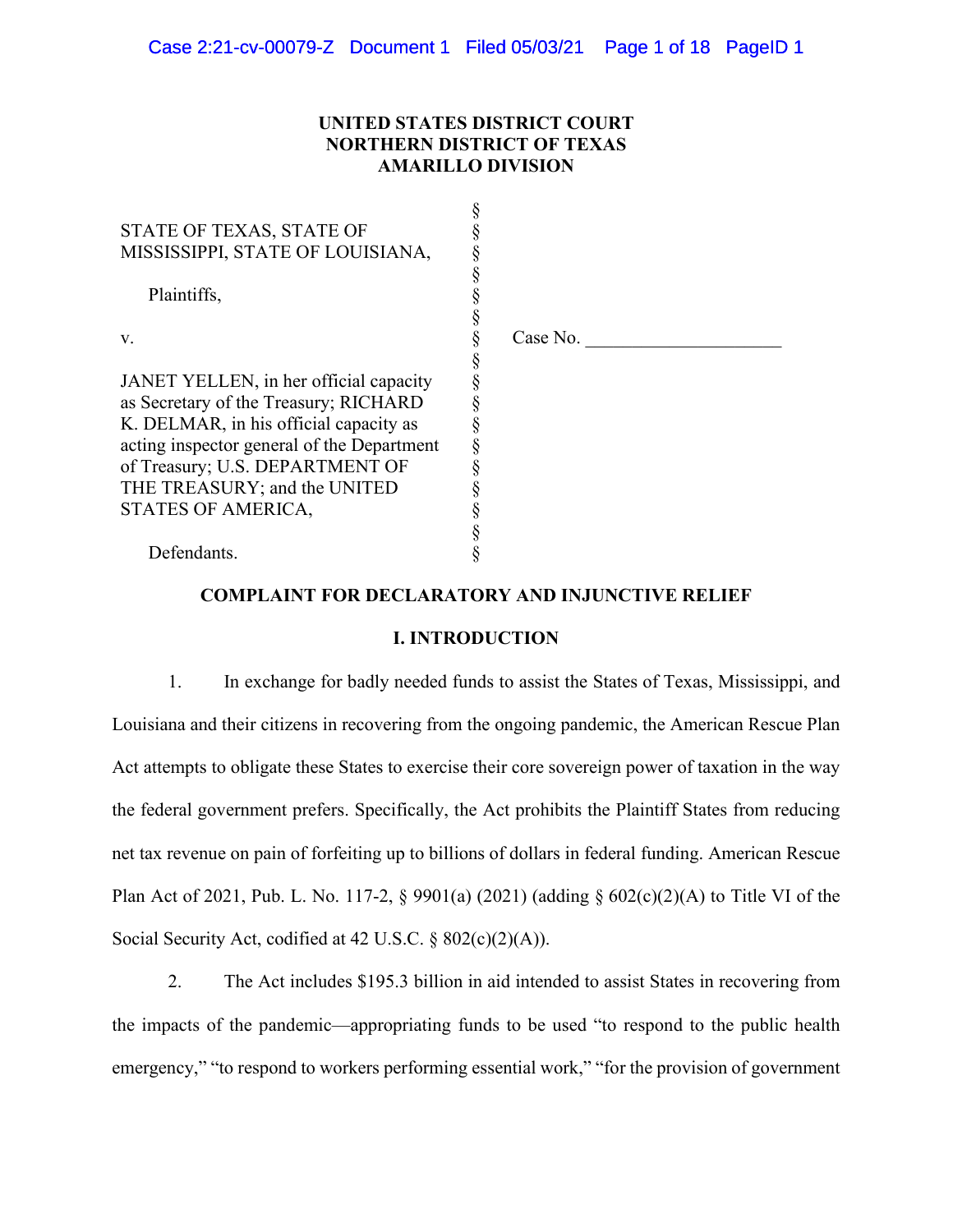**UNITED STATES DISTRICT COURT**
**NORTHERN DISTRICT OF TEXAS**
**AMARILLO DIVISION**

| | | |
|---|---|---|
| STATE OF TEXAS, STATE OF MISSISSIPPI, STATE OF LOUISIANA, | § | |
| Plaintiffs, | § | |
| v. | § | Case No. ____________________ |
| JANET YELLEN, in her official capacity as Secretary of the Treasury; RICHARD K. DELMAR, in his official capacity as acting inspector general of the Department of Treasury; U.S. DEPARTMENT OF THE TREASURY; and the UNITED STATES OF AMERICA, | § | |
| Defendants. | § | |

## COMPLAINT FOR DECLARATORY AND INJUNCTIVE RELIEF

## I. INTRODUCTION

1. In exchange for badly needed funds to assist the States of Texas, Mississippi, and Louisiana and their citizens in recovering from the ongoing pandemic, the American Rescue Plan Act attempts to obligate these States to exercise their core sovereign power of taxation in the way the federal government prefers. Specifically, the Act prohibits the Plaintiff States from reducing net tax revenue on pain of forfeiting up to billions of dollars in federal funding. American Rescue Plan Act of 2021, Pub. L. No. 117-2, § 9901(a) (2021) (adding § 602(c)(2)(A) to Title VI of the Social Security Act, codified at 42 U.S.C. § 802(c)(2)(A)).

2. The Act includes $195.3 billion in aid intended to assist States in recovering from the impacts of the pandemic—appropriating funds to be used "to respond to the public health emergency," "to respond to workers performing essential work," "for the provision of government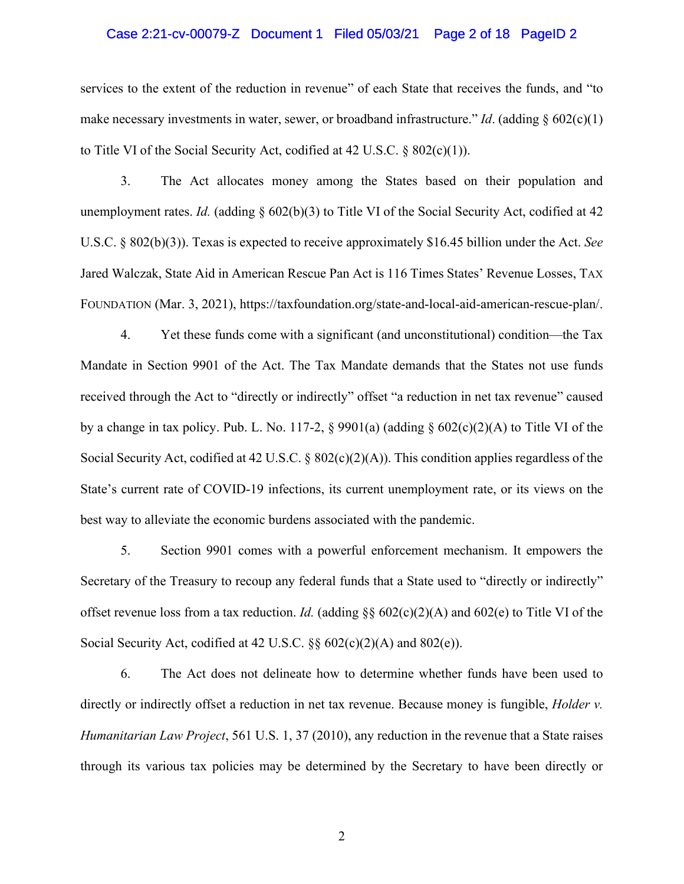services to the extent of the reduction in revenue" of each State that receives the funds, and "to make necessary investments in water, sewer, or broadband infrastructure." *Id*. (adding § 602(c)(1) to Title VI of the Social Security Act, codified at 42 U.S.C. § 802(c)(1)).

3. The Act allocates money among the States based on their population and unemployment rates. *Id.* (adding § 602(b)(3) to Title VI of the Social Security Act, codified at 42 U.S.C. § 802(b)(3)). Texas is expected to receive approximately $16.45 billion under the Act. *See* Jared Walczak, State Aid in American Rescue Pan Act is 116 Times States' Revenue Losses, TAX FOUNDATION (Mar. 3, 2021), https://taxfoundation.org/state-and-local-aid-american-rescue-plan/.

4. Yet these funds come with a significant (and unconstitutional) condition—the Tax Mandate in Section 9901 of the Act. The Tax Mandate demands that the States not use funds received through the Act to "directly or indirectly" offset "a reduction in net tax revenue" caused by a change in tax policy. Pub. L. No. 117-2, § 9901(a) (adding § 602(c)(2)(A) to Title VI of the Social Security Act, codified at 42 U.S.C. § 802(c)(2)(A)). This condition applies regardless of the State's current rate of COVID-19 infections, its current unemployment rate, or its views on the best way to alleviate the economic burdens associated with the pandemic.

5. Section 9901 comes with a powerful enforcement mechanism. It empowers the Secretary of the Treasury to recoup any federal funds that a State used to "directly or indirectly" offset revenue loss from a tax reduction. *Id.* (adding §§ 602(c)(2)(A) and 602(e) to Title VI of the Social Security Act, codified at 42 U.S.C. §§ 602(c)(2)(A) and 802(e)).

6. The Act does not delineate how to determine whether funds have been used to directly or indirectly offset a reduction in net tax revenue. Because money is fungible, *Holder v. Humanitarian Law Project*, 561 U.S. 1, 37 (2010), any reduction in the revenue that a State raises through its various tax policies may be determined by the Secretary to have been directly or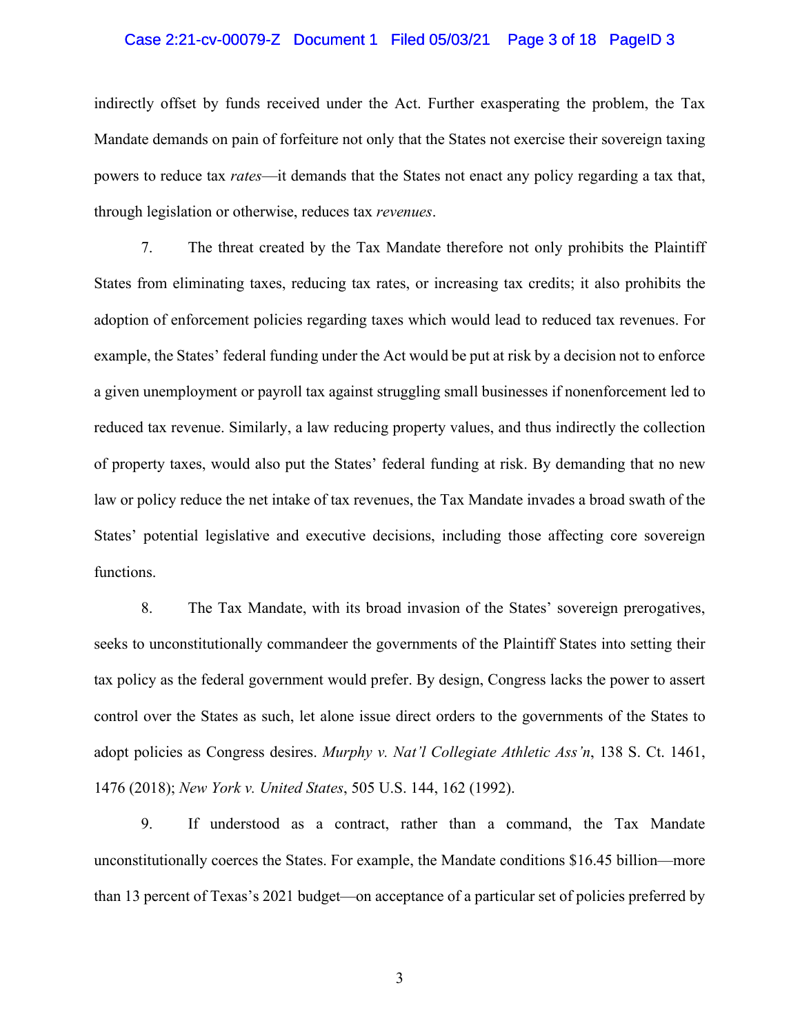indirectly offset by funds received under the Act. Further exasperating the problem, the Tax Mandate demands on pain of forfeiture not only that the States not exercise their sovereign taxing powers to reduce tax *rates*—it demands that the States not enact any policy regarding a tax that, through legislation or otherwise, reduces tax *revenues*.

7. The threat created by the Tax Mandate therefore not only prohibits the Plaintiff States from eliminating taxes, reducing tax rates, or increasing tax credits; it also prohibits the adoption of enforcement policies regarding taxes which would lead to reduced tax revenues. For example, the States' federal funding under the Act would be put at risk by a decision not to enforce a given unemployment or payroll tax against struggling small businesses if nonenforcement led to reduced tax revenue. Similarly, a law reducing property values, and thus indirectly the collection of property taxes, would also put the States' federal funding at risk. By demanding that no new law or policy reduce the net intake of tax revenues, the Tax Mandate invades a broad swath of the States' potential legislative and executive decisions, including those affecting core sovereign functions.

8. The Tax Mandate, with its broad invasion of the States' sovereign prerogatives, seeks to unconstitutionally commandeer the governments of the Plaintiff States into setting their tax policy as the federal government would prefer. By design, Congress lacks the power to assert control over the States as such, let alone issue direct orders to the governments of the States to adopt policies as Congress desires. *Murphy v. Nat'l Collegiate Athletic Ass'n*, 138 S. Ct. 1461, 1476 (2018); *New York v. United States*, 505 U.S. 144, 162 (1992).

9. If understood as a contract, rather than a command, the Tax Mandate unconstitutionally coerces the States. For example, the Mandate conditions $16.45 billion—more than 13 percent of Texas's 2021 budget—on acceptance of a particular set of policies preferred by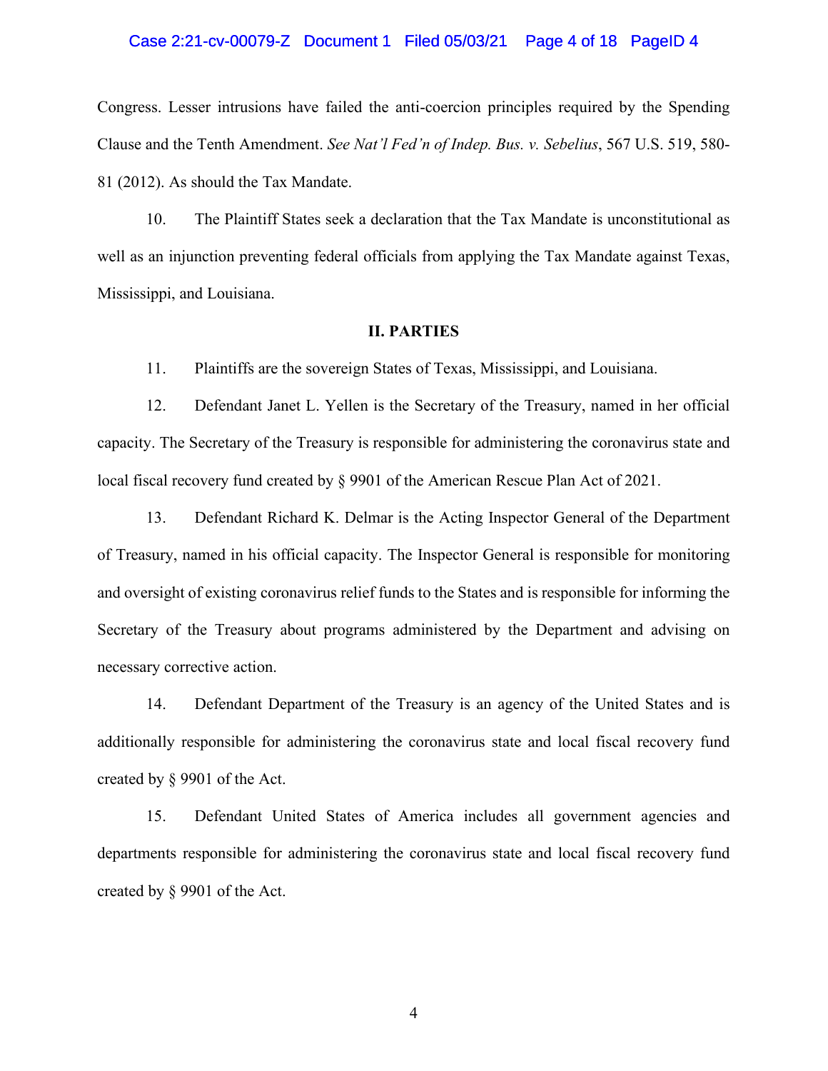Congress. Lesser intrusions have failed the anti-coercion principles required by the Spending Clause and the Tenth Amendment. *See Nat'l Fed'n of Indep. Bus. v. Sebelius*, 567 U.S. 519, 580-81 (2012). As should the Tax Mandate.

10. The Plaintiff States seek a declaration that the Tax Mandate is unconstitutional as well as an injunction preventing federal officials from applying the Tax Mandate against Texas, Mississippi, and Louisiana.

## II. PARTIES

11. Plaintiffs are the sovereign States of Texas, Mississippi, and Louisiana.

12. Defendant Janet L. Yellen is the Secretary of the Treasury, named in her official capacity. The Secretary of the Treasury is responsible for administering the coronavirus state and local fiscal recovery fund created by § 9901 of the American Rescue Plan Act of 2021.

13. Defendant Richard K. Delmar is the Acting Inspector General of the Department of Treasury, named in his official capacity. The Inspector General is responsible for monitoring and oversight of existing coronavirus relief funds to the States and is responsible for informing the Secretary of the Treasury about programs administered by the Department and advising on necessary corrective action.

14. Defendant Department of the Treasury is an agency of the United States and is additionally responsible for administering the coronavirus state and local fiscal recovery fund created by § 9901 of the Act.

15. Defendant United States of America includes all government agencies and departments responsible for administering the coronavirus state and local fiscal recovery fund created by § 9901 of the Act.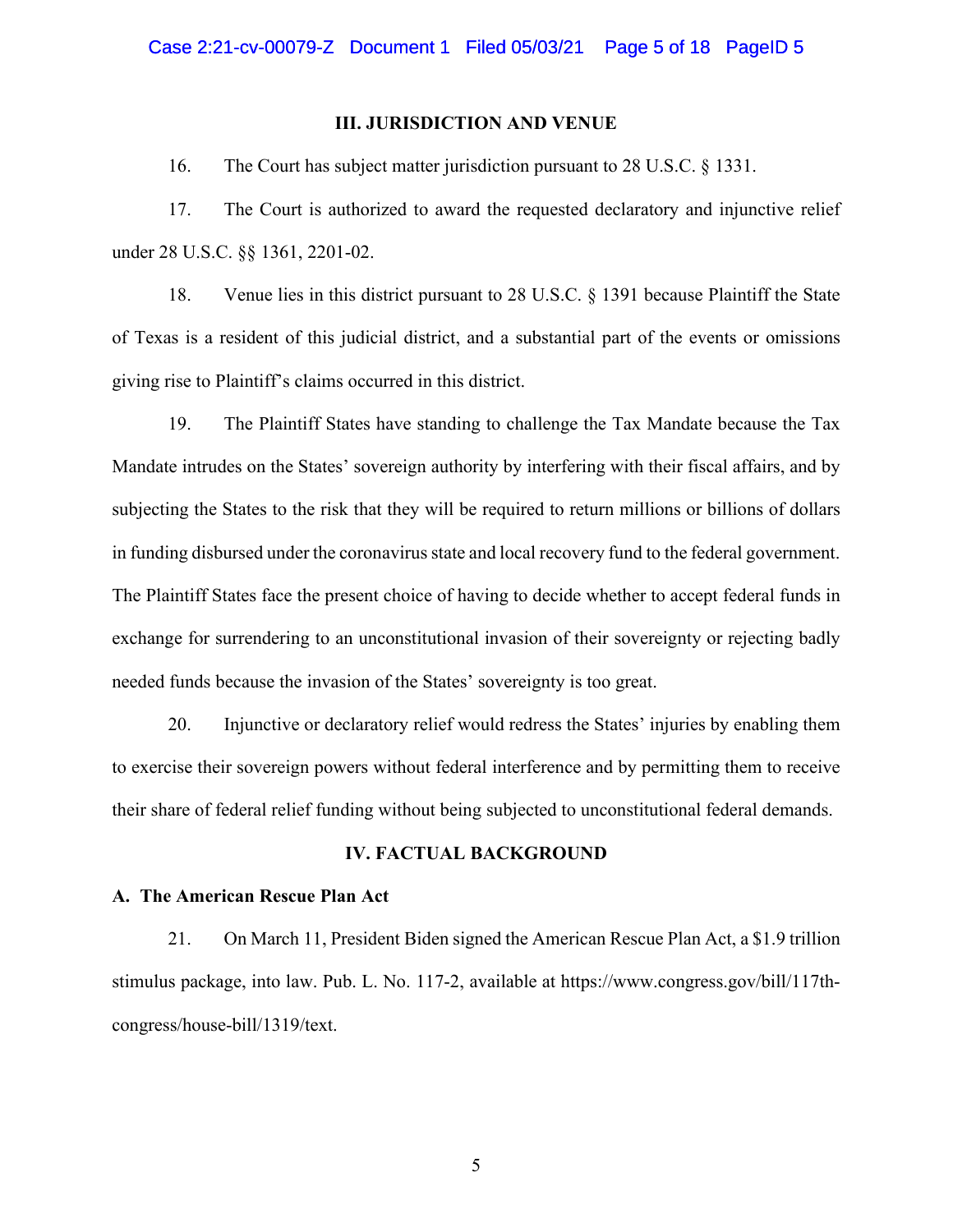## III. JURISDICTION AND VENUE

16. The Court has subject matter jurisdiction pursuant to 28 U.S.C. § 1331.

17. The Court is authorized to award the requested declaratory and injunctive relief under 28 U.S.C. §§ 1361, 2201-02.

18. Venue lies in this district pursuant to 28 U.S.C. § 1391 because Plaintiff the State of Texas is a resident of this judicial district, and a substantial part of the events or omissions giving rise to Plaintiff's claims occurred in this district.

19. The Plaintiff States have standing to challenge the Tax Mandate because the Tax Mandate intrudes on the States' sovereign authority by interfering with their fiscal affairs, and by subjecting the States to the risk that they will be required to return millions or billions of dollars in funding disbursed under the coronavirus state and local recovery fund to the federal government. The Plaintiff States face the present choice of having to decide whether to accept federal funds in exchange for surrendering to an unconstitutional invasion of their sovereignty or rejecting badly needed funds because the invasion of the States' sovereignty is too great.

20. Injunctive or declaratory relief would redress the States' injuries by enabling them to exercise their sovereign powers without federal interference and by permitting them to receive their share of federal relief funding without being subjected to unconstitutional federal demands.

## IV. FACTUAL BACKGROUND

### A. The American Rescue Plan Act

21. On March 11, President Biden signed the American Rescue Plan Act, a $1.9 trillion stimulus package, into law. Pub. L. No. 117-2, available at https://www.congress.gov/bill/117th-congress/house-bill/1319/text.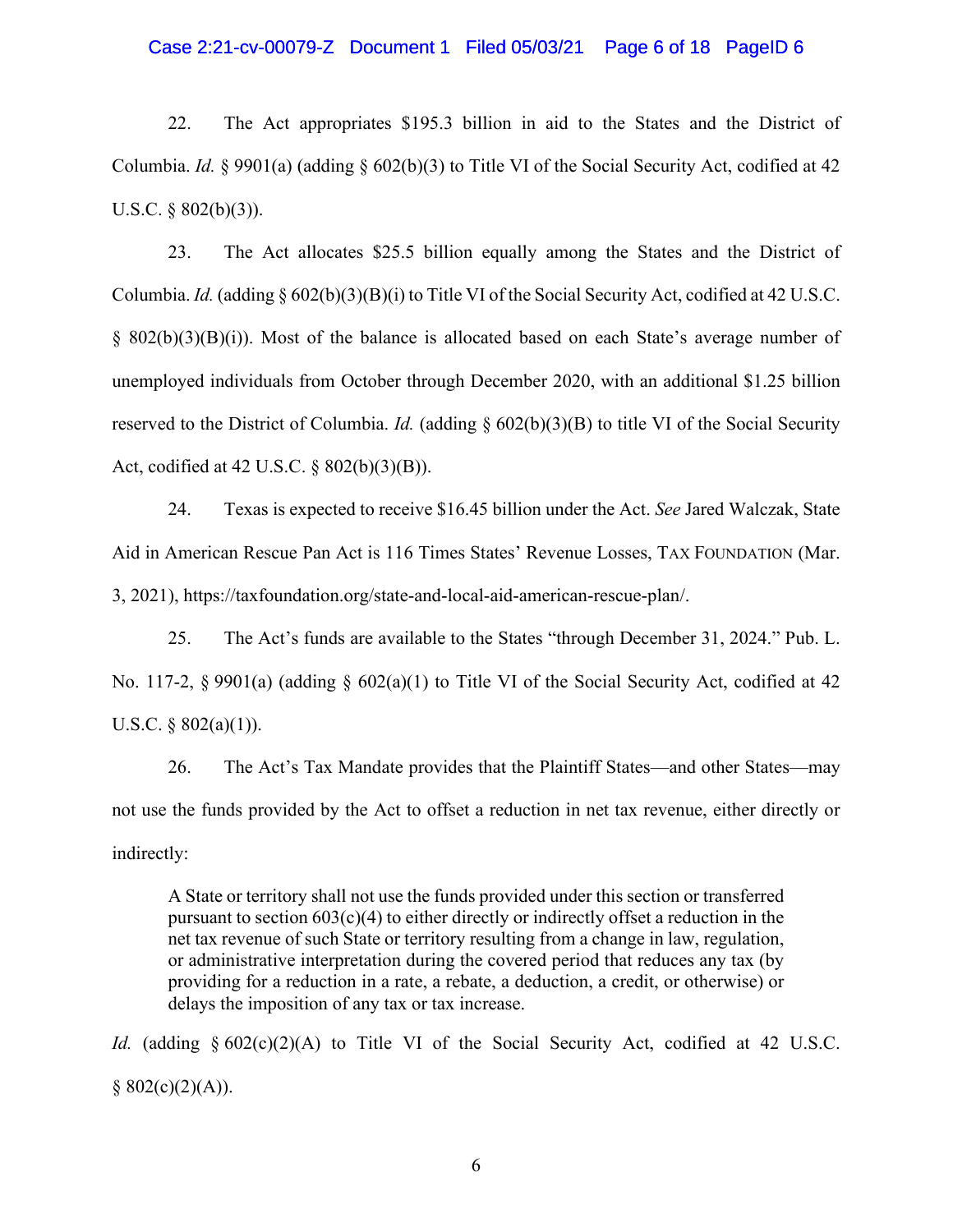22. The Act appropriates $195.3 billion in aid to the States and the District of Columbia. *Id.* § 9901(a) (adding § 602(b)(3) to Title VI of the Social Security Act, codified at 42 U.S.C. § 802(b)(3)).

23. The Act allocates $25.5 billion equally among the States and the District of Columbia. *Id.* (adding § 602(b)(3)(B)(i) to Title VI of the Social Security Act, codified at 42 U.S.C. § 802(b)(3)(B)(i)). Most of the balance is allocated based on each State's average number of unemployed individuals from October through December 2020, with an additional $1.25 billion reserved to the District of Columbia. *Id.* (adding § 602(b)(3)(B) to title VI of the Social Security Act, codified at 42 U.S.C. § 802(b)(3)(B)).

24. Texas is expected to receive $16.45 billion under the Act. *See* Jared Walczak, State Aid in American Rescue Pan Act is 116 Times States' Revenue Losses, TAX FOUNDATION (Mar. 3, 2021), https://taxfoundation.org/state-and-local-aid-american-rescue-plan/.

25. The Act's funds are available to the States "through December 31, 2024." Pub. L. No. 117-2, § 9901(a) (adding § 602(a)(1) to Title VI of the Social Security Act, codified at 42 U.S.C. § 802(a)(1)).

26. The Act's Tax Mandate provides that the Plaintiff States—and other States—may not use the funds provided by the Act to offset a reduction in net tax revenue, either directly or indirectly:

> A State or territory shall not use the funds provided under this section or transferred pursuant to section 603(c)(4) to either directly or indirectly offset a reduction in the net tax revenue of such State or territory resulting from a change in law, regulation, or administrative interpretation during the covered period that reduces any tax (by providing for a reduction in a rate, a rebate, a deduction, a credit, or otherwise) or delays the imposition of any tax or tax increase.

*Id.* (adding § 602(c)(2)(A) to Title VI of the Social Security Act, codified at 42 U.S.C. § 802(c)(2)(A)).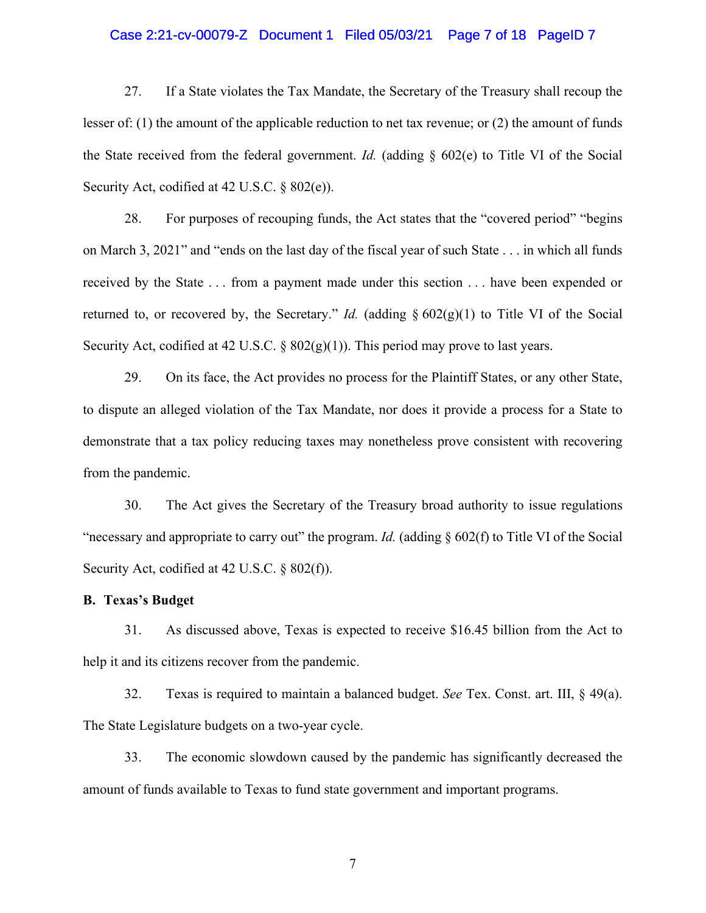27. If a State violates the Tax Mandate, the Secretary of the Treasury shall recoup the lesser of: (1) the amount of the applicable reduction to net tax revenue; or (2) the amount of funds the State received from the federal government. *Id.* (adding § 602(e) to Title VI of the Social Security Act, codified at 42 U.S.C. § 802(e)).

28. For purposes of recouping funds, the Act states that the "covered period" "begins on March 3, 2021" and "ends on the last day of the fiscal year of such State . . . in which all funds received by the State . . . from a payment made under this section . . . have been expended or returned to, or recovered by, the Secretary." *Id.* (adding § 602(g)(1) to Title VI of the Social Security Act, codified at 42 U.S.C. § 802(g)(1)). This period may prove to last years.

29. On its face, the Act provides no process for the Plaintiff States, or any other State, to dispute an alleged violation of the Tax Mandate, nor does it provide a process for a State to demonstrate that a tax policy reducing taxes may nonetheless prove consistent with recovering from the pandemic.

30. The Act gives the Secretary of the Treasury broad authority to issue regulations "necessary and appropriate to carry out" the program. *Id.* (adding § 602(f) to Title VI of the Social Security Act, codified at 42 U.S.C. § 802(f)).

**B. Texas's Budget**

31. As discussed above, Texas is expected to receive $16.45 billion from the Act to help it and its citizens recover from the pandemic.

32. Texas is required to maintain a balanced budget. *See* Tex. Const. art. III, § 49(a). The State Legislature budgets on a two-year cycle.

33. The economic slowdown caused by the pandemic has significantly decreased the amount of funds available to Texas to fund state government and important programs.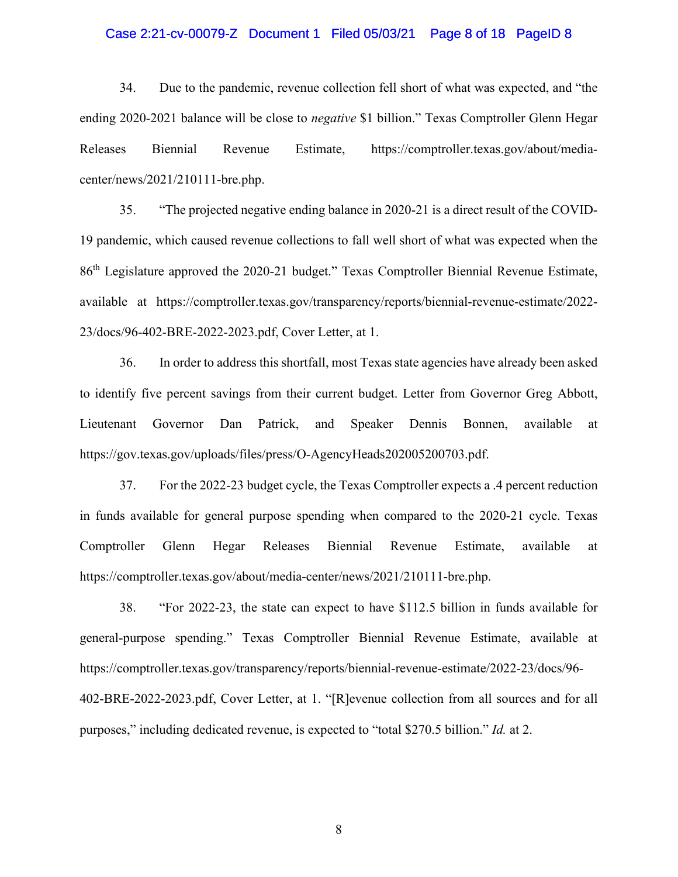34. Due to the pandemic, revenue collection fell short of what was expected, and "the ending 2020-2021 balance will be close to *negative* $1 billion." Texas Comptroller Glenn Hegar Releases Biennial Revenue Estimate, https://comptroller.texas.gov/about/media-center/news/2021/210111-bre.php.

35. "The projected negative ending balance in 2020-21 is a direct result of the COVID-19 pandemic, which caused revenue collections to fall well short of what was expected when the 86th Legislature approved the 2020-21 budget." Texas Comptroller Biennial Revenue Estimate, available at https://comptroller.texas.gov/transparency/reports/biennial-revenue-estimate/2022-23/docs/96-402-BRE-2022-2023.pdf, Cover Letter, at 1.

36. In order to address this shortfall, most Texas state agencies have already been asked to identify five percent savings from their current budget. Letter from Governor Greg Abbott, Lieutenant Governor Dan Patrick, and Speaker Dennis Bonnen, available at https://gov.texas.gov/uploads/files/press/O-AgencyHeads202005200703.pdf.

37. For the 2022-23 budget cycle, the Texas Comptroller expects a .4 percent reduction in funds available for general purpose spending when compared to the 2020-21 cycle. Texas Comptroller Glenn Hegar Releases Biennial Revenue Estimate, available at https://comptroller.texas.gov/about/media-center/news/2021/210111-bre.php.

38. "For 2022-23, the state can expect to have $112.5 billion in funds available for general-purpose spending." Texas Comptroller Biennial Revenue Estimate, available at https://comptroller.texas.gov/transparency/reports/biennial-revenue-estimate/2022-23/docs/96-402-BRE-2022-2023.pdf, Cover Letter, at 1. "[R]evenue collection from all sources and for all purposes," including dedicated revenue, is expected to "total $270.5 billion." *Id.* at 2.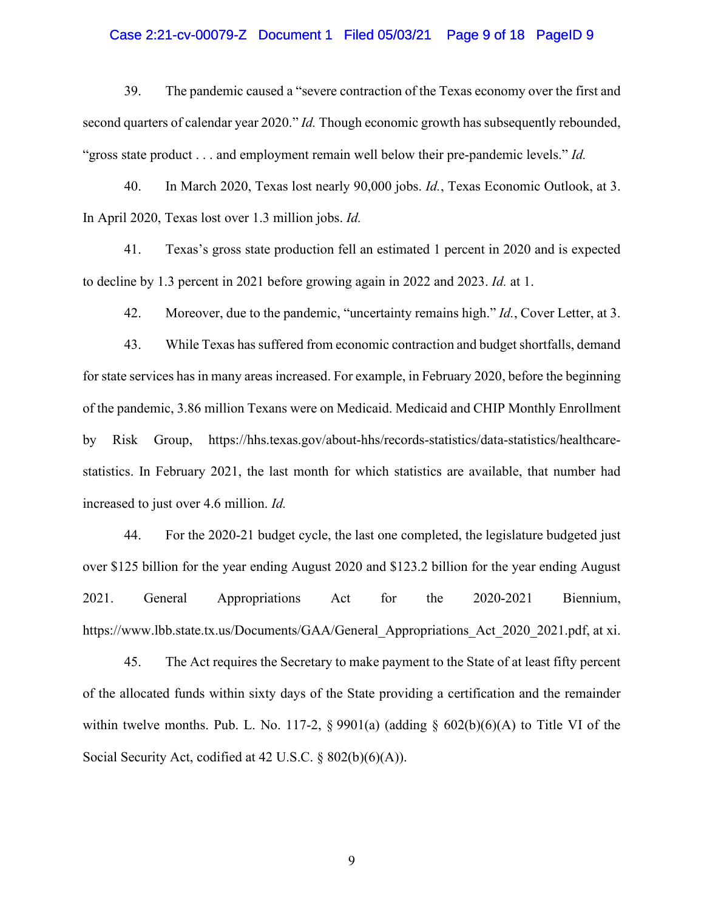39. The pandemic caused a "severe contraction of the Texas economy over the first and second quarters of calendar year 2020." *Id.* Though economic growth has subsequently rebounded, "gross state product . . . and employment remain well below their pre-pandemic levels." *Id.*

40. In March 2020, Texas lost nearly 90,000 jobs. *Id.*, Texas Economic Outlook, at 3. In April 2020, Texas lost over 1.3 million jobs. *Id.*

41. Texas's gross state production fell an estimated 1 percent in 2020 and is expected to decline by 1.3 percent in 2021 before growing again in 2022 and 2023. *Id.* at 1.

42. Moreover, due to the pandemic, "uncertainty remains high." *Id.*, Cover Letter, at 3.

43. While Texas has suffered from economic contraction and budget shortfalls, demand for state services has in many areas increased. For example, in February 2020, before the beginning of the pandemic, 3.86 million Texans were on Medicaid. Medicaid and CHIP Monthly Enrollment by Risk Group, https://hhs.texas.gov/about-hhs/records-statistics/data-statistics/healthcare-statistics. In February 2021, the last month for which statistics are available, that number had increased to just over 4.6 million. *Id.*

44. For the 2020-21 budget cycle, the last one completed, the legislature budgeted just over $125 billion for the year ending August 2020 and $123.2 billion for the year ending August 2021. General Appropriations Act for the 2020-2021 Biennium, https://www.lbb.state.tx.us/Documents/GAA/General_Appropriations_Act_2020_2021.pdf, at xi.

45. The Act requires the Secretary to make payment to the State of at least fifty percent of the allocated funds within sixty days of the State providing a certification and the remainder within twelve months. Pub. L. No. 117-2, § 9901(a) (adding § 602(b)(6)(A) to Title VI of the Social Security Act, codified at 42 U.S.C. § 802(b)(6)(A)).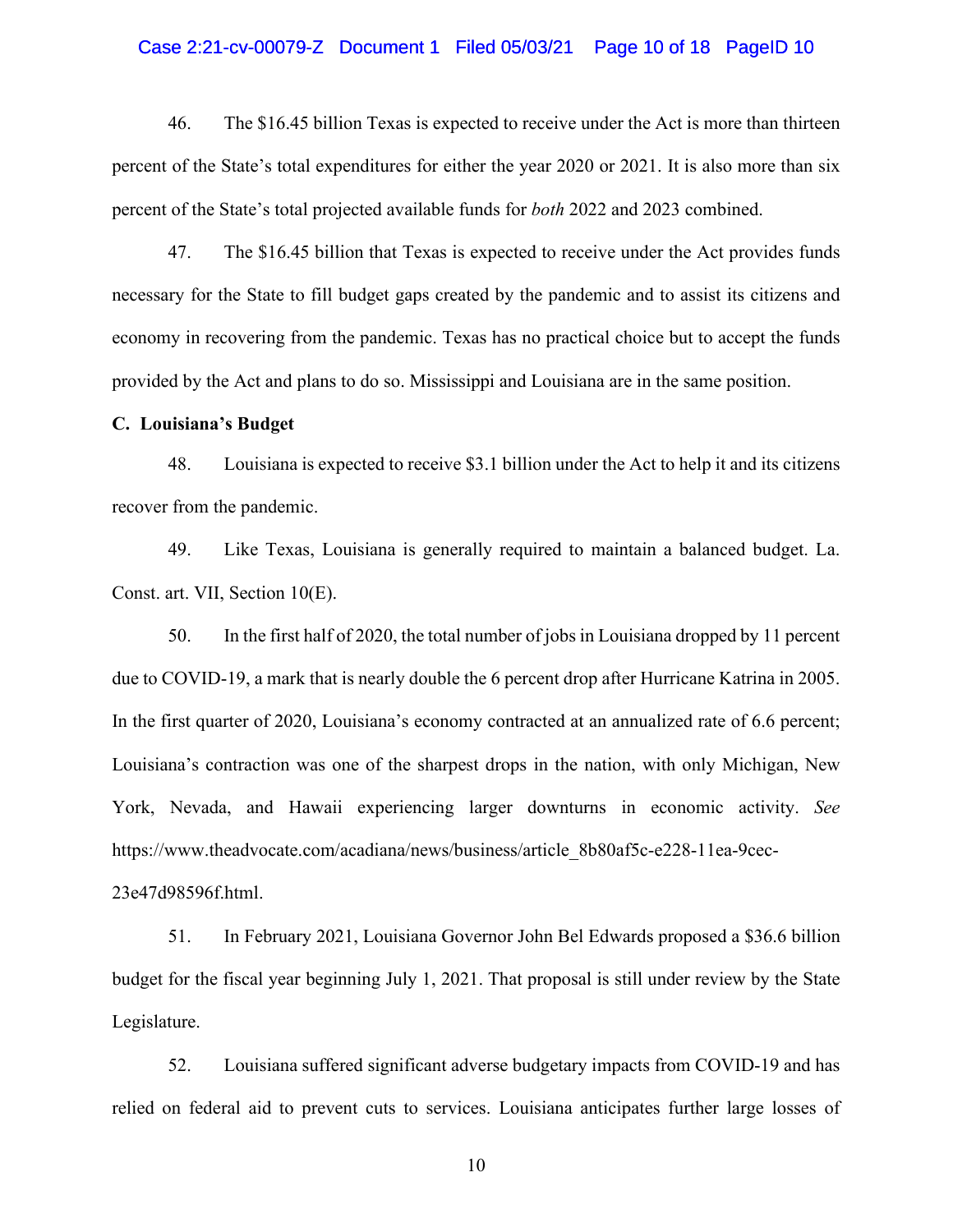46. The $16.45 billion Texas is expected to receive under the Act is more than thirteen percent of the State's total expenditures for either the year 2020 or 2021. It is also more than six percent of the State's total projected available funds for *both* 2022 and 2023 combined.

47. The $16.45 billion that Texas is expected to receive under the Act provides funds necessary for the State to fill budget gaps created by the pandemic and to assist its citizens and economy in recovering from the pandemic. Texas has no practical choice but to accept the funds provided by the Act and plans to do so. Mississippi and Louisiana are in the same position.

**C. Louisiana's Budget**

48. Louisiana is expected to receive $3.1 billion under the Act to help it and its citizens recover from the pandemic.

49. Like Texas, Louisiana is generally required to maintain a balanced budget. La. Const. art. VII, Section 10(E).

50. In the first half of 2020, the total number of jobs in Louisiana dropped by 11 percent due to COVID-19, a mark that is nearly double the 6 percent drop after Hurricane Katrina in 2005. In the first quarter of 2020, Louisiana's economy contracted at an annualized rate of 6.6 percent; Louisiana's contraction was one of the sharpest drops in the nation, with only Michigan, New York, Nevada, and Hawaii experiencing larger downturns in economic activity. *See* https://www.theadvocate.com/acadiana/news/business/article_8b80af5c-e228-11ea-9cec-23e47d98596f.html.

51. In February 2021, Louisiana Governor John Bel Edwards proposed a $36.6 billion budget for the fiscal year beginning July 1, 2021. That proposal is still under review by the State Legislature.

52. Louisiana suffered significant adverse budgetary impacts from COVID-19 and has relied on federal aid to prevent cuts to services. Louisiana anticipates further large losses of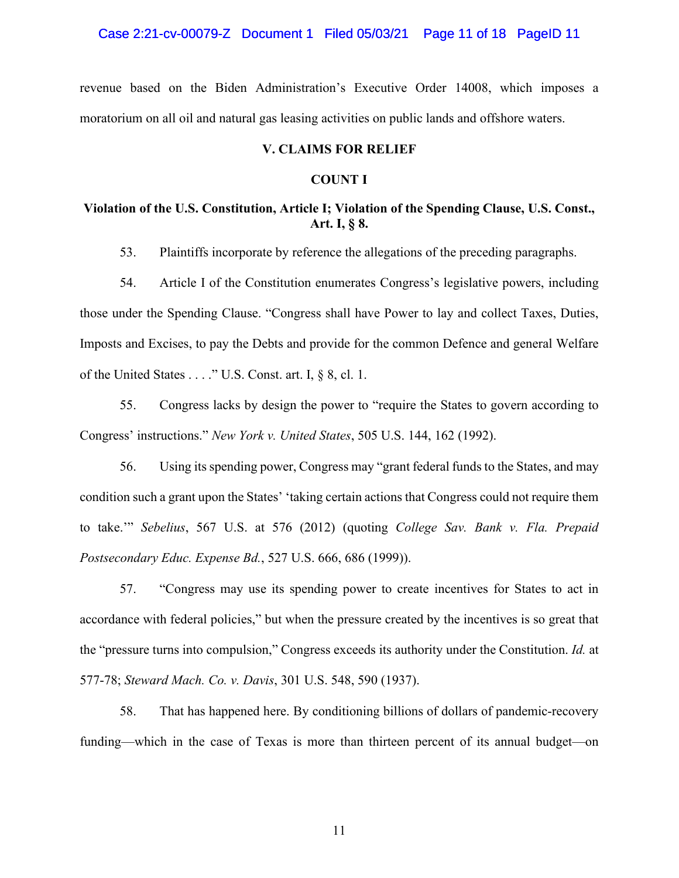revenue based on the Biden Administration's Executive Order 14008, which imposes a moratorium on all oil and natural gas leasing activities on public lands and offshore waters.

## V. CLAIMS FOR RELIEF

### COUNT I

### Violation of the U.S. Constitution, Article I; Violation of the Spending Clause, U.S. Const., Art. I, § 8.

53. Plaintiffs incorporate by reference the allegations of the preceding paragraphs.

54. Article I of the Constitution enumerates Congress's legislative powers, including those under the Spending Clause. "Congress shall have Power to lay and collect Taxes, Duties, Imposts and Excises, to pay the Debts and provide for the common Defence and general Welfare of the United States . . . ." U.S. Const. art. I, § 8, cl. 1.

55. Congress lacks by design the power to "require the States to govern according to Congress' instructions." *New York v. United States*, 505 U.S. 144, 162 (1992).

56. Using its spending power, Congress may "grant federal funds to the States, and may condition such a grant upon the States' 'taking certain actions that Congress could not require them to take.'" *Sebelius*, 567 U.S. at 576 (2012) (quoting *College Sav. Bank v. Fla. Prepaid Postsecondary Educ. Expense Bd.*, 527 U.S. 666, 686 (1999)).

57. "Congress may use its spending power to create incentives for States to act in accordance with federal policies," but when the pressure created by the incentives is so great that the "pressure turns into compulsion," Congress exceeds its authority under the Constitution. *Id.* at 577-78; *Steward Mach. Co. v. Davis*, 301 U.S. 548, 590 (1937).

58. That has happened here. By conditioning billions of dollars of pandemic-recovery funding—which in the case of Texas is more than thirteen percent of its annual budget—on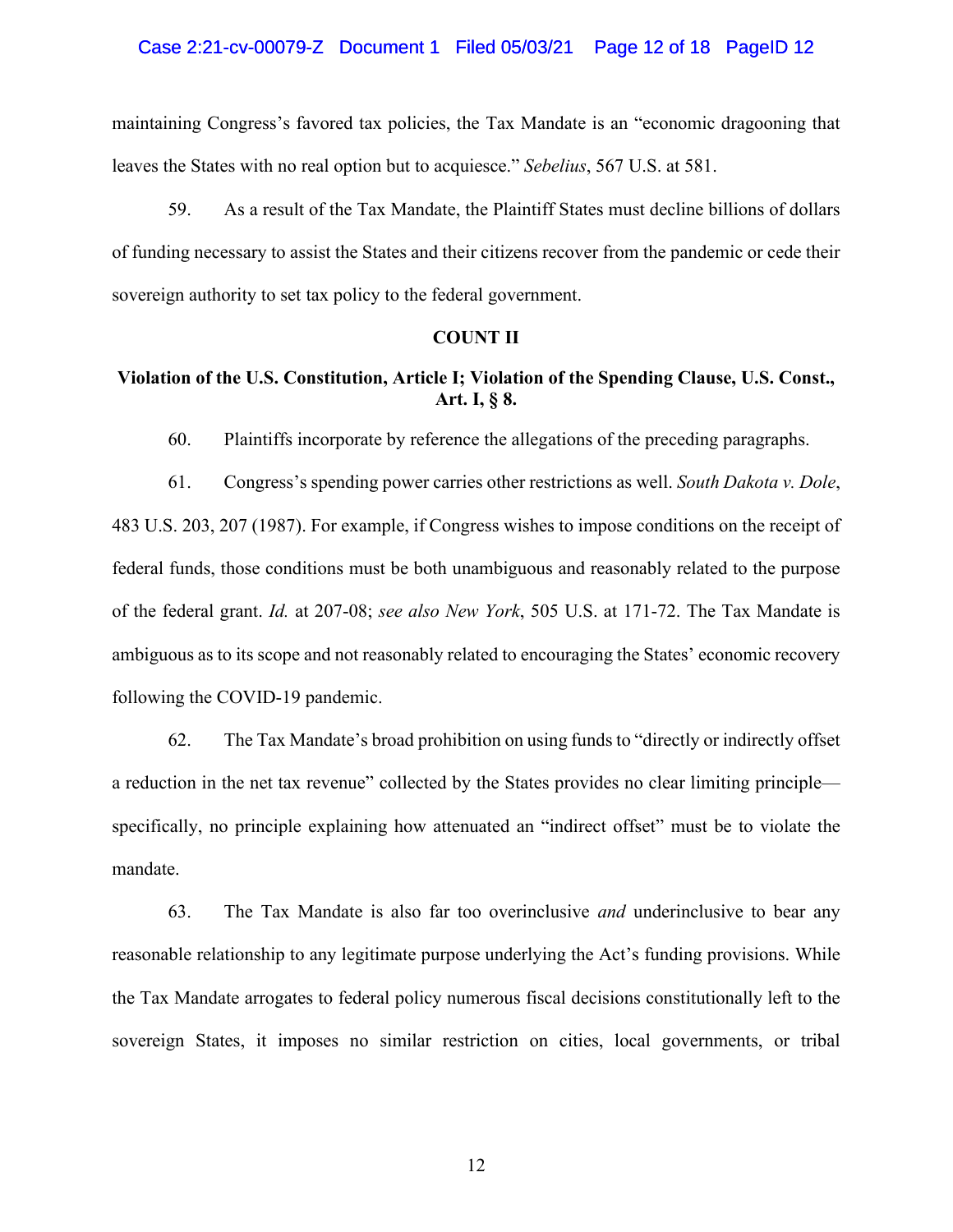maintaining Congress's favored tax policies, the Tax Mandate is an "economic dragooning that leaves the States with no real option but to acquiesce." *Sebelius*, 567 U.S. at 581.

59. As a result of the Tax Mandate, the Plaintiff States must decline billions of dollars of funding necessary to assist the States and their citizens recover from the pandemic or cede their sovereign authority to set tax policy to the federal government.

**COUNT II**

**Violation of the U.S. Constitution, Article I; Violation of the Spending Clause, U.S. Const., Art. I, § 8.**

60. Plaintiffs incorporate by reference the allegations of the preceding paragraphs.

61. Congress's spending power carries other restrictions as well. *South Dakota v. Dole*, 483 U.S. 203, 207 (1987). For example, if Congress wishes to impose conditions on the receipt of federal funds, those conditions must be both unambiguous and reasonably related to the purpose of the federal grant. *Id.* at 207-08; *see also New York*, 505 U.S. at 171-72. The Tax Mandate is ambiguous as to its scope and not reasonably related to encouraging the States' economic recovery following the COVID-19 pandemic.

62. The Tax Mandate's broad prohibition on using funds to "directly or indirectly offset a reduction in the net tax revenue" collected by the States provides no clear limiting principle—specifically, no principle explaining how attenuated an "indirect offset" must be to violate the mandate.

63. The Tax Mandate is also far too overinclusive *and* underinclusive to bear any reasonable relationship to any legitimate purpose underlying the Act's funding provisions. While the Tax Mandate arrogates to federal policy numerous fiscal decisions constitutionally left to the sovereign States, it imposes no similar restriction on cities, local governments, or tribal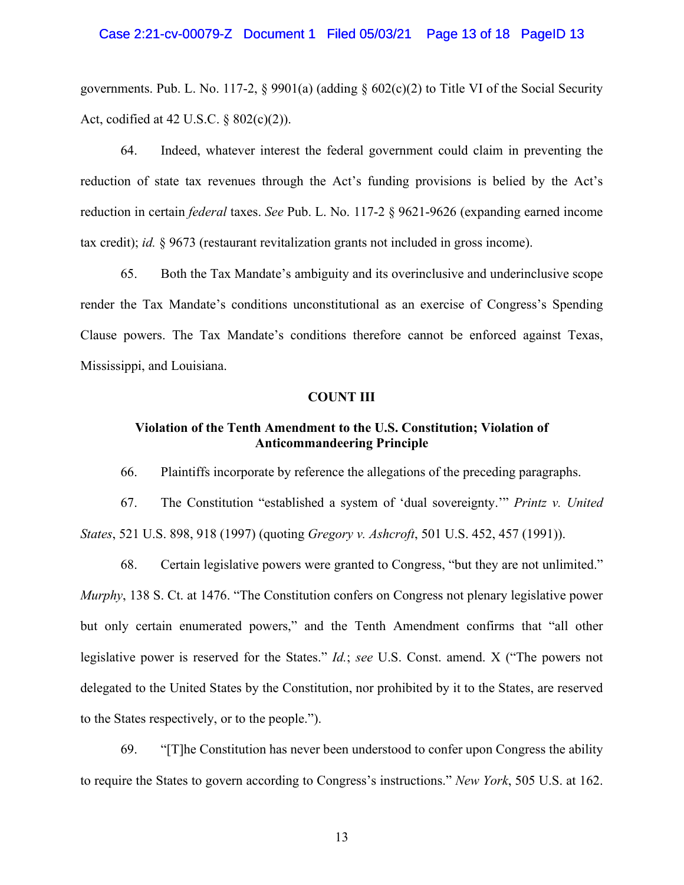governments. Pub. L. No. 117-2, § 9901(a) (adding § 602(c)(2) to Title VI of the Social Security Act, codified at 42 U.S.C. § 802(c)(2)).

64. Indeed, whatever interest the federal government could claim in preventing the reduction of state tax revenues through the Act's funding provisions is belied by the Act's reduction in certain *federal* taxes. *See* Pub. L. No. 117-2 § 9621-9626 (expanding earned income tax credit); *id.* § 9673 (restaurant revitalization grants not included in gross income).

65. Both the Tax Mandate's ambiguity and its overinclusive and underinclusive scope render the Tax Mandate's conditions unconstitutional as an exercise of Congress's Spending Clause powers. The Tax Mandate's conditions therefore cannot be enforced against Texas, Mississippi, and Louisiana.

**COUNT III**

**Violation of the Tenth Amendment to the U.S. Constitution; Violation of Anticommandeering Principle**

66. Plaintiffs incorporate by reference the allegations of the preceding paragraphs.

67. The Constitution "established a system of 'dual sovereignty.'" *Printz v. United States*, 521 U.S. 898, 918 (1997) (quoting *Gregory v. Ashcroft*, 501 U.S. 452, 457 (1991)).

68. Certain legislative powers were granted to Congress, "but they are not unlimited." *Murphy*, 138 S. Ct. at 1476. "The Constitution confers on Congress not plenary legislative power but only certain enumerated powers," and the Tenth Amendment confirms that "all other legislative power is reserved for the States." *Id.*; *see* U.S. Const. amend. X ("The powers not delegated to the United States by the Constitution, nor prohibited by it to the States, are reserved to the States respectively, or to the people.").

69. "[T]he Constitution has never been understood to confer upon Congress the ability to require the States to govern according to Congress's instructions." *New York*, 505 U.S. at 162.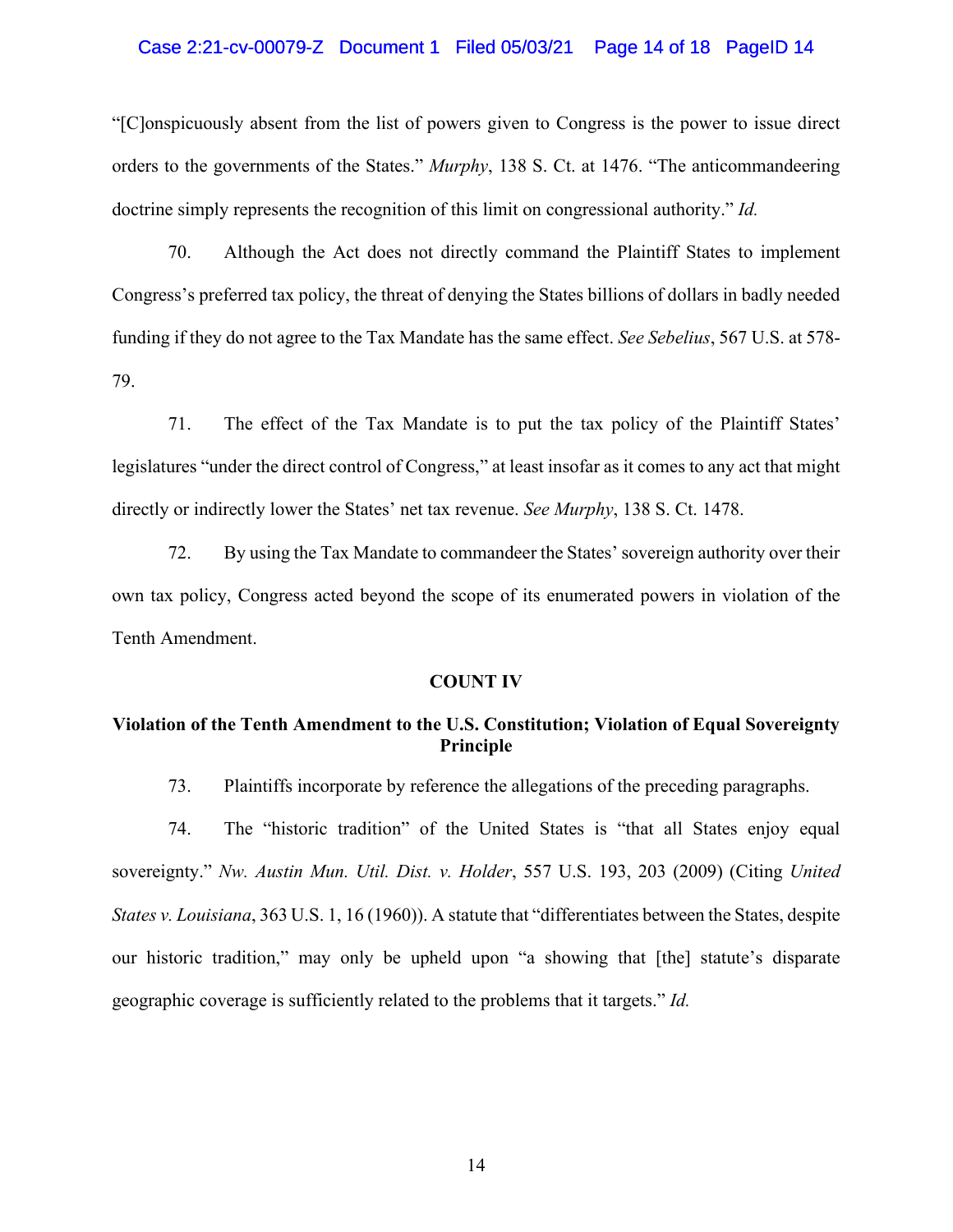"[C]onspicuously absent from the list of powers given to Congress is the power to issue direct orders to the governments of the States." *Murphy*, 138 S. Ct. at 1476. "The anticommandeering doctrine simply represents the recognition of this limit on congressional authority." *Id.*

70. Although the Act does not directly command the Plaintiff States to implement Congress's preferred tax policy, the threat of denying the States billions of dollars in badly needed funding if they do not agree to the Tax Mandate has the same effect. *See Sebelius*, 567 U.S. at 578-79.

71. The effect of the Tax Mandate is to put the tax policy of the Plaintiff States' legislatures "under the direct control of Congress," at least insofar as it comes to any act that might directly or indirectly lower the States' net tax revenue. *See Murphy*, 138 S. Ct. 1478.

72. By using the Tax Mandate to commandeer the States' sovereign authority over their own tax policy, Congress acted beyond the scope of its enumerated powers in violation of the Tenth Amendment.

**COUNT IV**

**Violation of the Tenth Amendment to the U.S. Constitution; Violation of Equal Sovereignty Principle**

73. Plaintiffs incorporate by reference the allegations of the preceding paragraphs.

74. The "historic tradition" of the United States is "that all States enjoy equal sovereignty." *Nw. Austin Mun. Util. Dist. v. Holder*, 557 U.S. 193, 203 (2009) (Citing *United States v. Louisiana*, 363 U.S. 1, 16 (1960)). A statute that "differentiates between the States, despite our historic tradition," may only be upheld upon "a showing that [the] statute's disparate geographic coverage is sufficiently related to the problems that it targets." *Id.*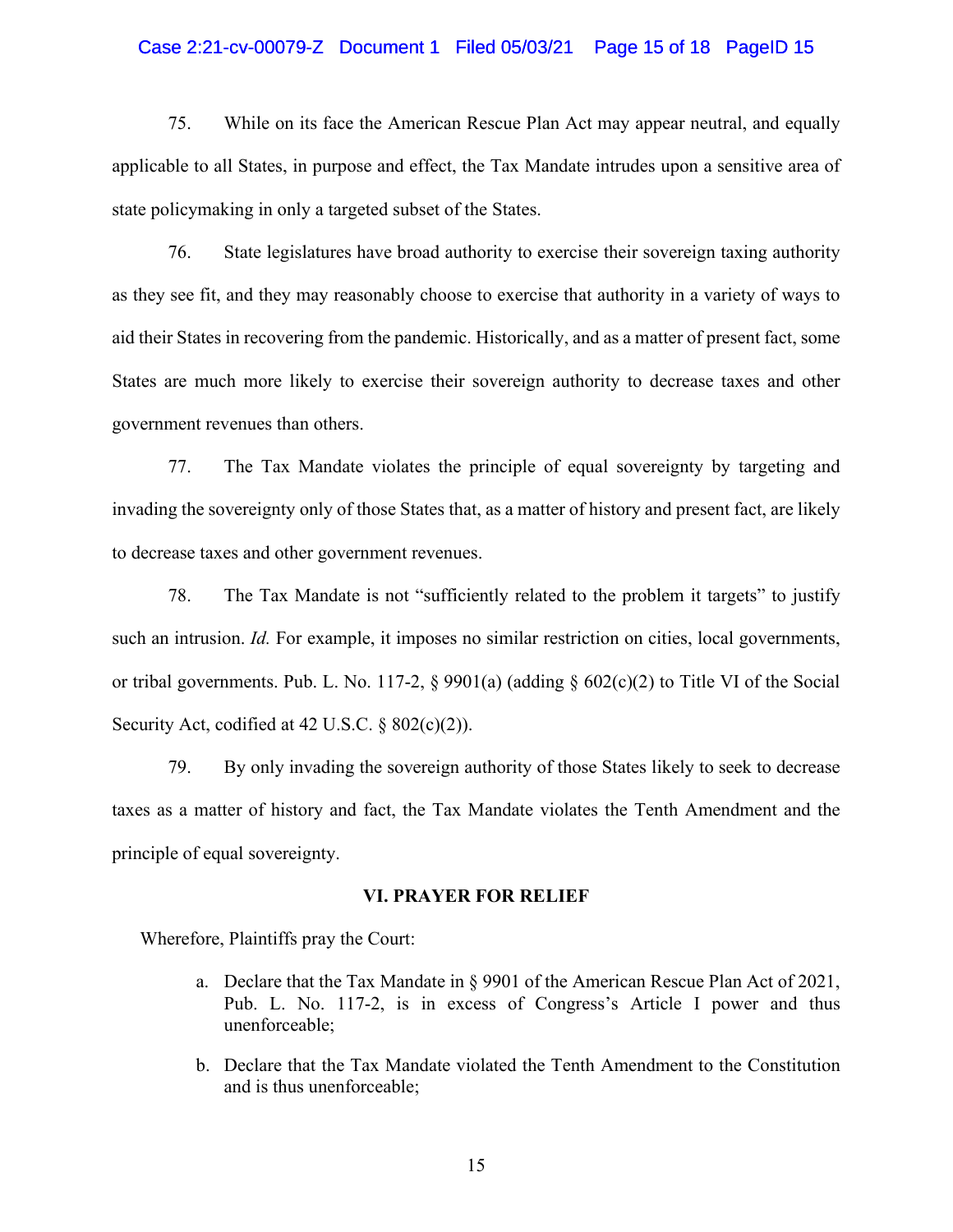75. While on its face the American Rescue Plan Act may appear neutral, and equally applicable to all States, in purpose and effect, the Tax Mandate intrudes upon a sensitive area of state policymaking in only a targeted subset of the States.

76. State legislatures have broad authority to exercise their sovereign taxing authority as they see fit, and they may reasonably choose to exercise that authority in a variety of ways to aid their States in recovering from the pandemic. Historically, and as a matter of present fact, some States are much more likely to exercise their sovereign authority to decrease taxes and other government revenues than others.

77. The Tax Mandate violates the principle of equal sovereignty by targeting and invading the sovereignty only of those States that, as a matter of history and present fact, are likely to decrease taxes and other government revenues.

78. The Tax Mandate is not "sufficiently related to the problem it targets" to justify such an intrusion. *Id.* For example, it imposes no similar restriction on cities, local governments, or tribal governments. Pub. L. No. 117-2, § 9901(a) (adding § 602(c)(2) to Title VI of the Social Security Act, codified at 42 U.S.C. § 802(c)(2)).

79. By only invading the sovereign authority of those States likely to seek to decrease taxes as a matter of history and fact, the Tax Mandate violates the Tenth Amendment and the principle of equal sovereignty.

## VI. PRAYER FOR RELIEF

Wherefore, Plaintiffs pray the Court:

a. Declare that the Tax Mandate in § 9901 of the American Rescue Plan Act of 2021, Pub. L. No. 117-2, is in excess of Congress's Article I power and thus unenforceable;

b. Declare that the Tax Mandate violated the Tenth Amendment to the Constitution and is thus unenforceable;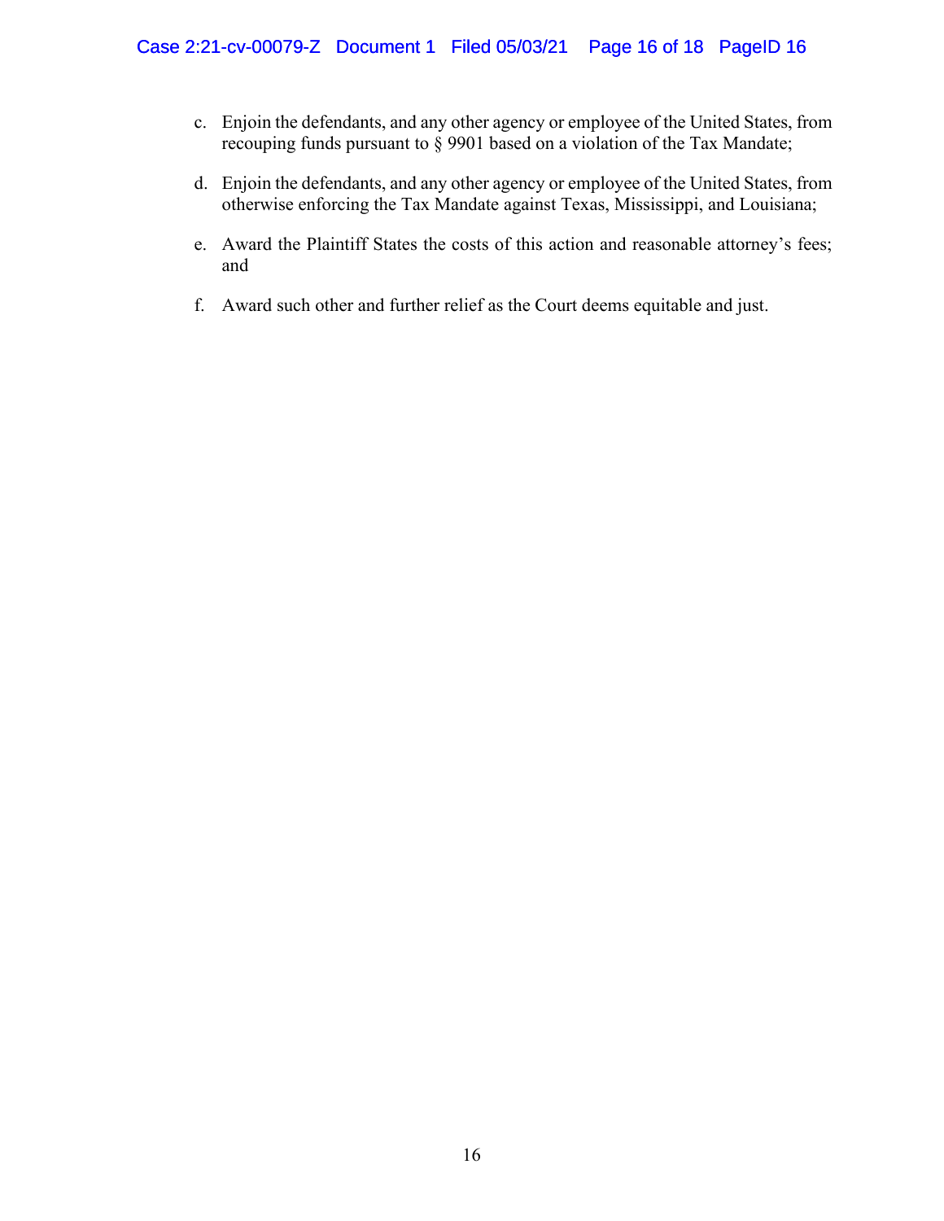c. Enjoin the defendants, and any other agency or employee of the United States, from recouping funds pursuant to § 9901 based on a violation of the Tax Mandate;

d. Enjoin the defendants, and any other agency or employee of the United States, from otherwise enforcing the Tax Mandate against Texas, Mississippi, and Louisiana;

e. Award the Plaintiff States the costs of this action and reasonable attorney's fees; and

f. Award such other and further relief as the Court deems equitable and just.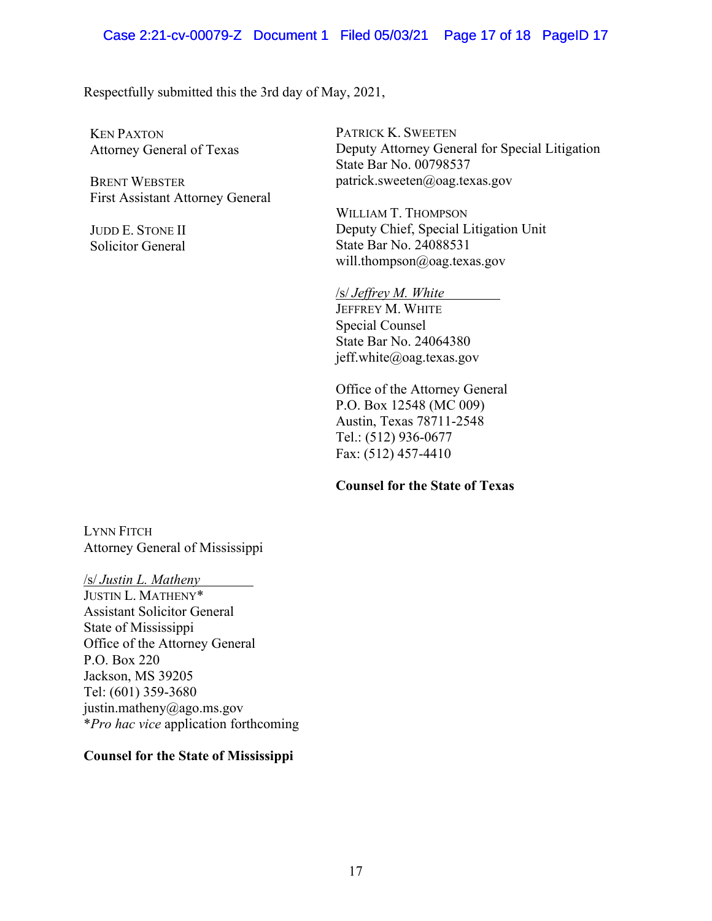Respectfully submitted this the 3rd day of May, 2021,

KEN PAXTON
Attorney General of Texas

BRENT WEBSTER
First Assistant Attorney General

JUDD E. STONE II
Solicitor General

PATRICK K. SWEETEN
Deputy Attorney General for Special Litigation
State Bar No. 00798537
patrick.sweeten@oag.texas.gov

WILLIAM T. THOMPSON
Deputy Chief, Special Litigation Unit
State Bar No. 24088531
will.thompson@oag.texas.gov

/s/ *Jeffrey M. White*
JEFFREY M. WHITE
Special Counsel
State Bar No. 24064380
jeff.white@oag.texas.gov

Office of the Attorney General
P.O. Box 12548 (MC 009)
Austin, Texas 78711-2548
Tel.: (512) 936-0677
Fax: (512) 457-4410

**Counsel for the State of Texas**

LYNN FITCH
Attorney General of Mississippi

/s/ *Justin L. Matheny*
JUSTIN L. MATHENY*
Assistant Solicitor General
State of Mississippi
Office of the Attorney General
P.O. Box 220
Jackson, MS 39205
Tel: (601) 359-3680
justin.matheny@ago.ms.gov
**Pro hac vice* application forthcoming

**Counsel for the State of Mississippi**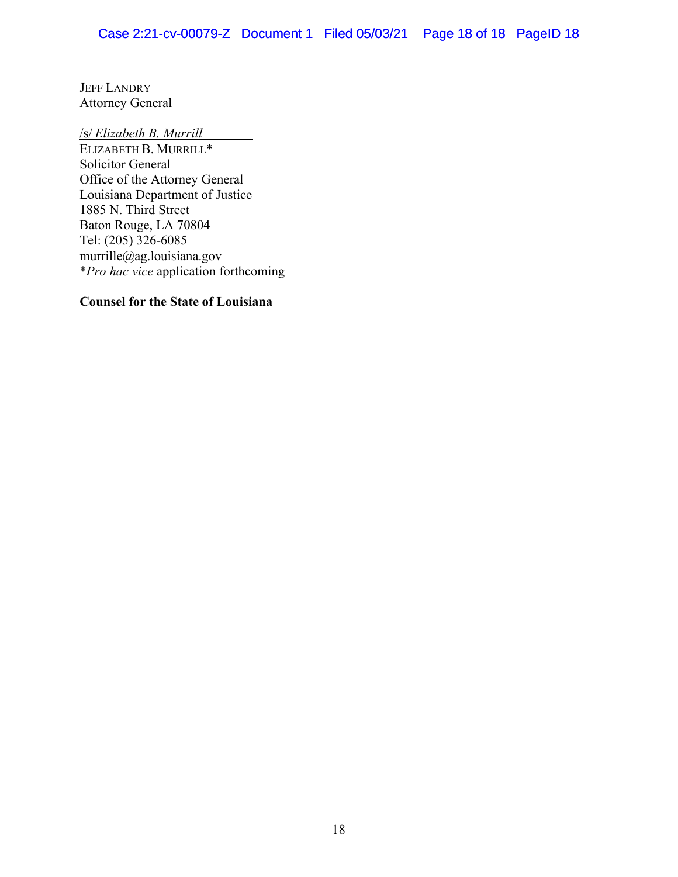JEFF LANDRY
Attorney General

/s/ *Elizabeth B. Murrill*
ELIZABETH B. MURRILL*
Solicitor General
Office of the Attorney General
Louisiana Department of Justice
1885 N. Third Street
Baton Rouge, LA 70804
Tel: (205) 326-6085
murrille@ag.louisiana.gov
**Pro hac vice* application forthcoming

**Counsel for the State of Louisiana**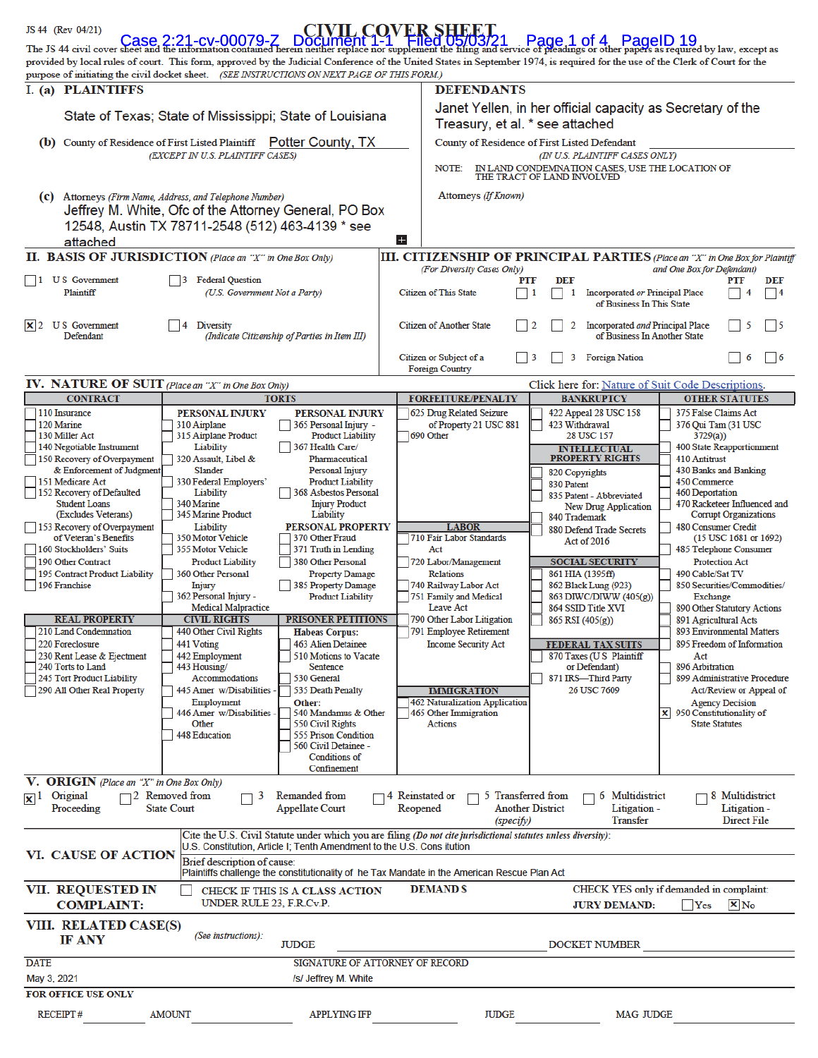JS 44 (Rev 04/21)

# CIVIL COVER SHEET

Case 2:21-cv-00079-Z Document 1-1 Filed 05/03/21 Page 1 of 4 PageID 19

The JS 44 civil cover sheet and the information contained herein neither replace nor supplement the filing and service of pleadings or other papers as required by law, except as provided by local rules of court. This form, approved by the Judicial Conference of the United States in September 1974, is required for the use of the Clerk of Court for the purpose of initiating the civil docket sheet. *(SEE INSTRUCTIONS ON NEXT PAGE OF THIS FORM.)*

## I. (a) PLAINTIFFS

State of Texas; State of Mississippi; State of Louisiana

**(b)** County of Residence of First Listed Plaintiff: Potter County, TX
*(EXCEPT IN U.S. PLAINTIFF CASES)*

**(c)** Attorneys *(Firm Name, Address, and Telephone Number)*
Jeffrey M. White, Ofc of the Attorney General, PO Box 12548, Austin TX 78711-2548 (512) 463-4139 * see attached

## DEFENDANTS

Janet Yellen, in her official capacity as Secretary of the Treasury, et al. * see attached

County of Residence of First Listed Defendant
*(IN U.S. PLAINTIFF CASES ONLY)*

NOTE: IN LAND CONDEMNATION CASES, USE THE LOCATION OF THE TRACT OF LAND INVOLVED

Attorneys *(If Known)*

## II. BASIS OF JURISDICTION *(Place an "X" in One Box Only)*

- ☐ 1 U.S. Government Plaintiff
- ☐ 3 Federal Question *(U.S. Government Not a Party)*
- ☒ 2 U.S. Government Defendant
- ☐ 4 Diversity *(Indicate Citizenship of Parties in Item III)*

## III. CITIZENSHIP OF PRINCIPAL PARTIES *(Place an "X" in One Box for Plaintiff and One Box for Defendant)* *(For Diversity Cases Only)*

| | PTF | DEF | | PTF | DEF |
|---|---|---|---|---|---|
| Citizen of This State | ☐ 1 | ☐ 1 | Incorporated *or* Principal Place of Business In This State | ☐ 4 | ☐ 4 |
| Citizen of Another State | ☐ 2 | ☐ 2 | Incorporated *and* Principal Place of Business In Another State | ☐ 5 | ☐ 5 |
| Citizen or Subject of a Foreign Country | ☐ 3 | ☐ 3 | Foreign Nation | ☐ 6 | ☐ 6 |

## IV. NATURE OF SUIT *(Place an "X" in One Box Only)*

Click here for: Nature of Suit Code Descriptions.

**CONTRACT**
- ☐ 110 Insurance
- ☐ 120 Marine
- ☐ 130 Miller Act
- ☐ 140 Negotiable Instrument
- ☐ 150 Recovery of Overpayment & Enforcement of Judgment
- ☐ 151 Medicare Act
- ☐ 152 Recovery of Defaulted Student Loans (Excludes Veterans)
- ☐ 153 Recovery of Overpayment of Veteran's Benefits
- ☐ 160 Stockholders' Suits
- ☐ 190 Other Contract
- ☐ 195 Contract Product Liability
- ☐ 196 Franchise

**REAL PROPERTY**
- ☐ 210 Land Condemnation
- ☐ 220 Foreclosure
- ☐ 230 Rent Lease & Ejectment
- ☐ 240 Torts to Land
- ☐ 245 Tort Product Liability
- ☐ 290 All Other Real Property

**TORTS — PERSONAL INJURY**
- ☐ 310 Airplane
- ☐ 315 Airplane Product Liability
- ☐ 320 Assault, Libel & Slander
- ☐ 330 Federal Employers' Liability
- ☐ 340 Marine
- ☐ 345 Marine Product Liability
- ☐ 350 Motor Vehicle
- ☐ 355 Motor Vehicle Product Liability
- ☐ 360 Other Personal Injury
- ☐ 362 Personal Injury - Medical Malpractice

**TORTS — PERSONAL INJURY**
- ☐ 365 Personal Injury - Product Liability
- ☐ 367 Health Care/ Pharmaceutical Personal Injury Product Liability
- ☐ 368 Asbestos Personal Injury Product Liability

**PERSONAL PROPERTY**
- ☐ 370 Other Fraud
- ☐ 371 Truth in Lending
- ☐ 380 Other Personal Property Damage
- ☐ 385 Property Damage Product Liability

**CIVIL RIGHTS**
- ☐ 440 Other Civil Rights
- ☐ 441 Voting
- ☐ 442 Employment
- ☐ 443 Housing/ Accommodations
- ☐ 445 Amer. w/Disabilities - Employment
- ☐ 446 Amer. w/Disabilities - Other
- ☐ 448 Education

**PRISONER PETITIONS**
Habeas Corpus:
- ☐ 463 Alien Detainee
- ☐ 510 Motions to Vacate Sentence
- ☐ 530 General
- ☐ 535 Death Penalty

Other:
- ☐ 540 Mandamus & Other
- ☐ 550 Civil Rights
- ☐ 555 Prison Condition
- ☐ 560 Civil Detainee - Conditions of Confinement

**FORFEITURE/PENALTY**
- ☐ 625 Drug Related Seizure of Property 21 USC 881
- ☐ 690 Other

**LABOR**
- ☐ 710 Fair Labor Standards Act
- ☐ 720 Labor/Management Relations
- ☐ 740 Railway Labor Act
- ☐ 751 Family and Medical Leave Act
- ☐ 790 Other Labor Litigation
- ☐ 791 Employee Retirement Income Security Act

**IMMIGRATION**
- ☐ 462 Naturalization Application
- ☐ 465 Other Immigration Actions

**BANKRUPTCY**
- ☐ 422 Appeal 28 USC 158
- ☐ 423 Withdrawal 28 USC 157

**INTELLECTUAL PROPERTY RIGHTS**
- ☐ 820 Copyrights
- ☐ 830 Patent
- ☐ 835 Patent - Abbreviated New Drug Application
- ☐ 840 Trademark
- ☐ 880 Defend Trade Secrets Act of 2016

**SOCIAL SECURITY**
- ☐ 861 HIA (1395ff)
- ☐ 862 Black Lung (923)
- ☐ 863 DIWC/DIWW (405(g))
- ☐ 864 SSID Title XVI
- ☐ 865 RSI (405(g))

**FEDERAL TAX SUITS**
- ☐ 870 Taxes (U.S. Plaintiff or Defendant)
- ☐ 871 IRS—Third Party 26 USC 7609

**OTHER STATUTES**
- ☐ 375 False Claims Act
- ☐ 376 Qui Tam (31 USC 3729(a))
- ☐ 400 State Reapportionment
- ☐ 410 Antitrust
- ☐ 430 Banks and Banking
- ☐ 450 Commerce
- ☐ 460 Deportation
- ☐ 470 Racketeer Influenced and Corrupt Organizations
- ☐ 480 Consumer Credit (15 USC 1681 or 1692)
- ☐ 485 Telephone Consumer Protection Act
- ☐ 490 Cable/Sat TV
- ☐ 850 Securities/Commodities/ Exchange
- ☐ 890 Other Statutory Actions
- ☐ 891 Agricultural Acts
- ☐ 893 Environmental Matters
- ☐ 895 Freedom of Information Act
- ☐ 896 Arbitration
- ☐ 899 Administrative Procedure Act/Review or Appeal of Agency Decision
- ☒ 950 Constitutionality of State Statutes

## V. ORIGIN *(Place an "X" in One Box Only)*

- ☒ 1 Original Proceeding
- ☐ 2 Removed from State Court
- ☐ 3 Remanded from Appellate Court
- ☐ 4 Reinstated or Reopened
- ☐ 5 Transferred from Another District *(specify)*
- ☐ 6 Multidistrict Litigation - Transfer
- ☐ 8 Multidistrict Litigation - Direct File

## VI. CAUSE OF ACTION

Cite the U.S. Civil Statute under which you are filing *(Do not cite jurisdictional statutes unless diversity)*:
U.S. Constitution, Article I; Tenth Amendment to the U.S. Cons itution

Brief description of cause:
Plaintiffs challenge the constitutionality of he Tax Mandate in the American Rescue Plan Act

## VII. REQUESTED IN COMPLAINT:

☐ CHECK IF THIS IS A CLASS ACTION UNDER RULE 23, F.R.Cv.P.

DEMAND $

CHECK YES only if demanded in complaint:
JURY DEMAND: ☐ Yes ☒ No

## VIII. RELATED CASE(S) IF ANY

*(See instructions)*: JUDGE ______ DOCKET NUMBER ______

DATE: May 3, 2021

SIGNATURE OF ATTORNEY OF RECORD: /s/ Jeffrey M. White

**FOR OFFICE USE ONLY**

RECEIPT # ______ AMOUNT ______ APPLYING IFP ______ JUDGE ______ MAG. JUDGE ______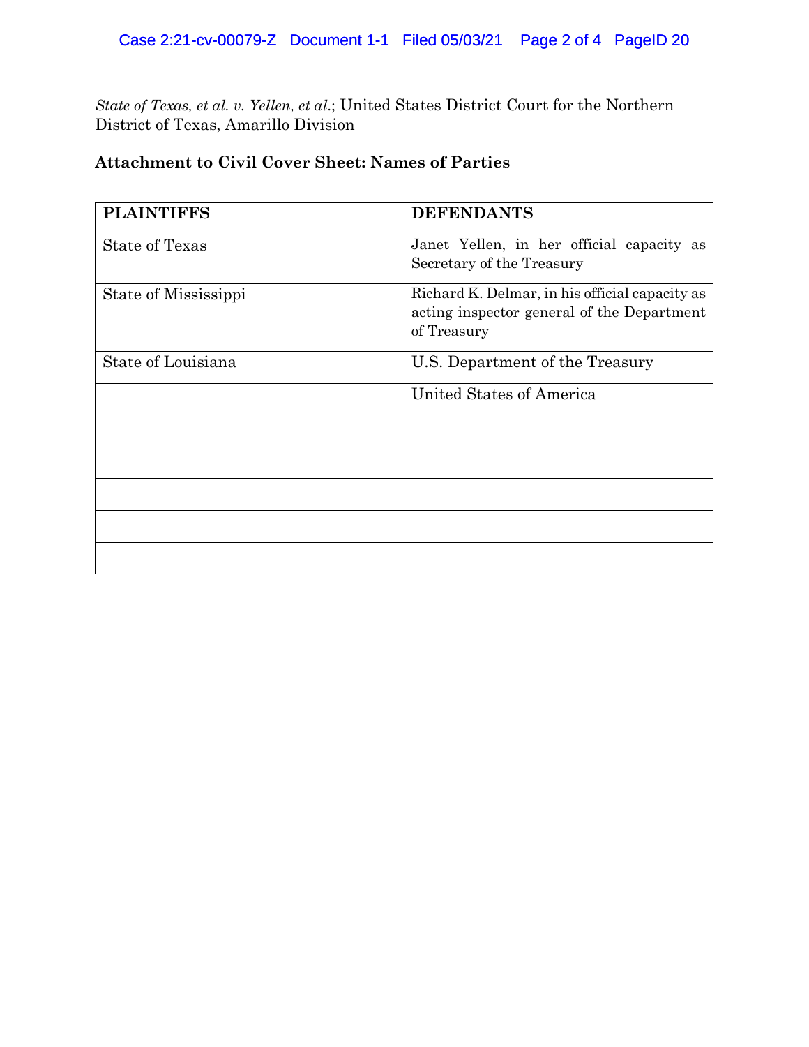*State of Texas, et al. v. Yellen, et al.*; United States District Court for the Northern District of Texas, Amarillo Division

**Attachment to Civil Cover Sheet: Names of Parties**

| **PLAINTIFFS** | **DEFENDANTS** |
|---|---|
| State of Texas | Janet Yellen, in her official capacity as Secretary of the Treasury |
| State of Mississippi | Richard K. Delmar, in his official capacity as acting inspector general of the Department of Treasury |
| State of Louisiana | U.S. Department of the Treasury |
| | United States of America |
| | |
| | |
| | |
| | |
| | |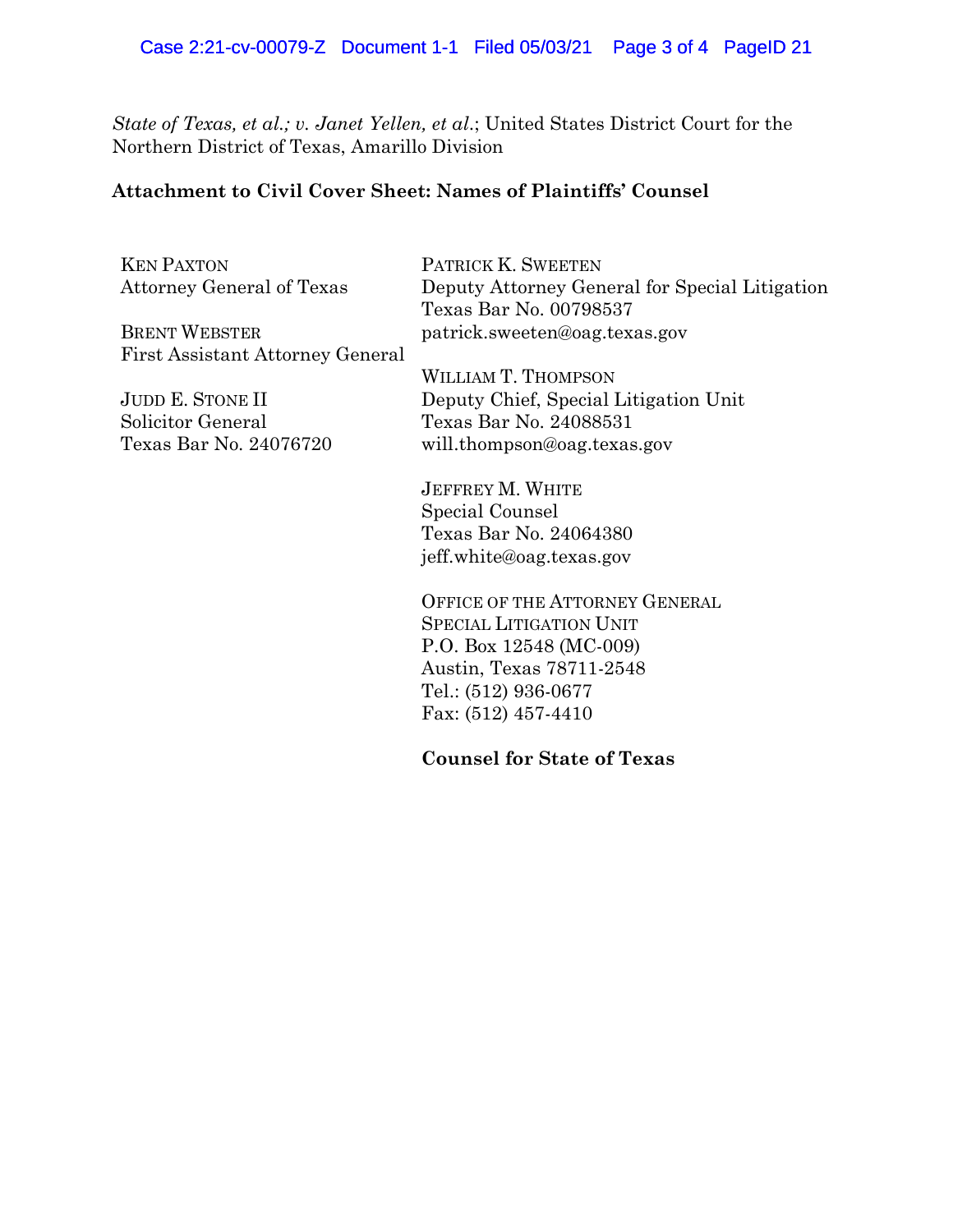*State of Texas, et al.; v. Janet Yellen, et al.*; United States District Court for the Northern District of Texas, Amarillo Division

**Attachment to Civil Cover Sheet: Names of Plaintiffs' Counsel**

KEN PAXTON
Attorney General of Texas

BRENT WEBSTER
First Assistant Attorney General

JUDD E. STONE II
Solicitor General
Texas Bar No. 24076720

PATRICK K. SWEETEN
Deputy Attorney General for Special Litigation
Texas Bar No. 00798537
patrick.sweeten@oag.texas.gov

WILLIAM T. THOMPSON
Deputy Chief, Special Litigation Unit
Texas Bar No. 24088531
will.thompson@oag.texas.gov

JEFFREY M. WHITE
Special Counsel
Texas Bar No. 24064380
jeff.white@oag.texas.gov

OFFICE OF THE ATTORNEY GENERAL
SPECIAL LITIGATION UNIT
P.O. Box 12548 (MC-009)
Austin, Texas 78711-2548
Tel.: (512) 936-0677
Fax: (512) 457-4410

**Counsel for State of Texas**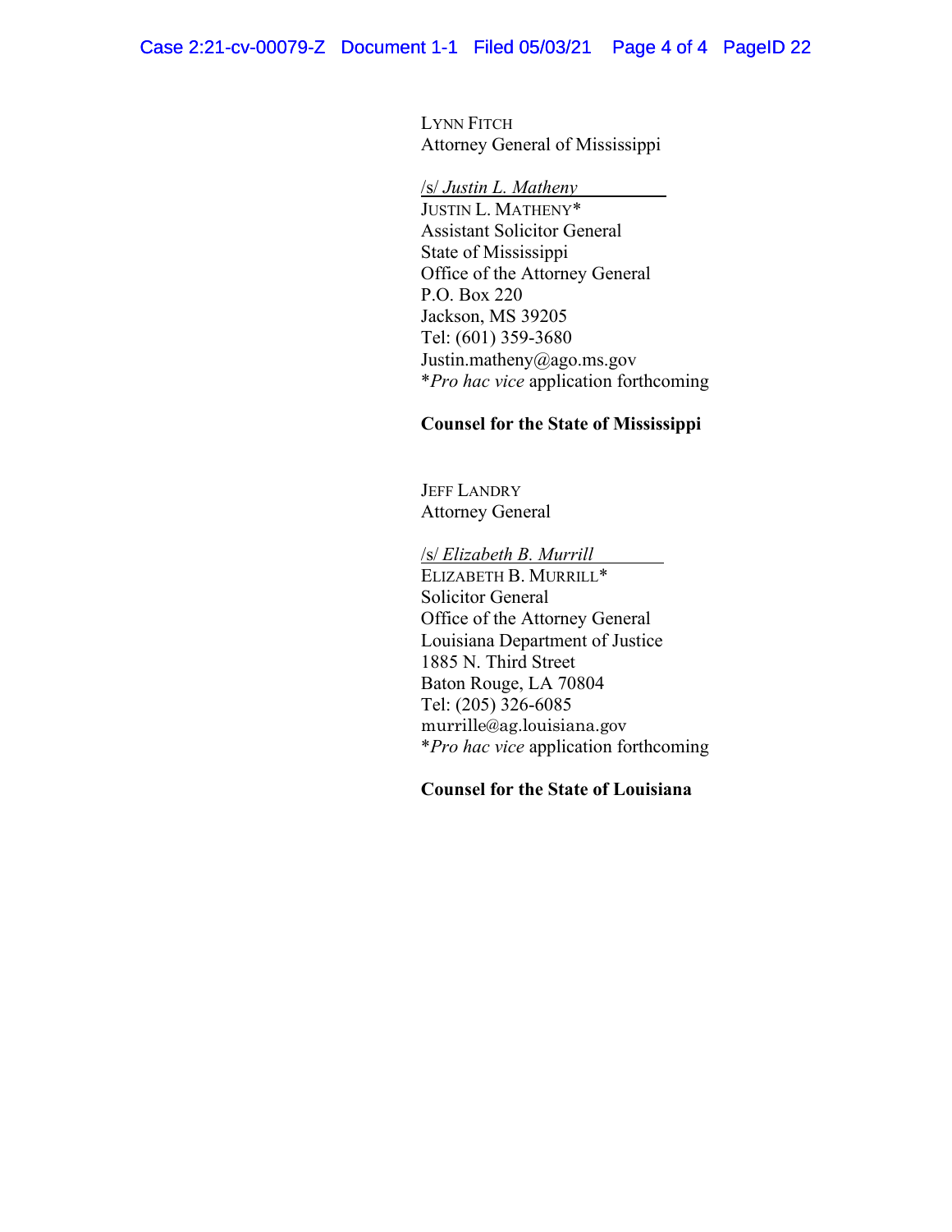LYNN FITCH
Attorney General of Mississippi

/s/ *Justin L. Matheny*
JUSTIN L. MATHENY*
Assistant Solicitor General
State of Mississippi
Office of the Attorney General
P.O. Box 220
Jackson, MS 39205
Tel: (601) 359-3680
Justin.matheny@ago.ms.gov
**Pro hac vice* application forthcoming

**Counsel for the State of Mississippi**

JEFF LANDRY
Attorney General

/s/ *Elizabeth B. Murrill*
ELIZABETH B. MURRILL*
Solicitor General
Office of the Attorney General
Louisiana Department of Justice
1885 N. Third Street
Baton Rouge, LA 70804
Tel: (205) 326-6085
murrille@ag.louisiana.gov
**Pro hac vice* application forthcoming

**Counsel for the State of Louisiana**